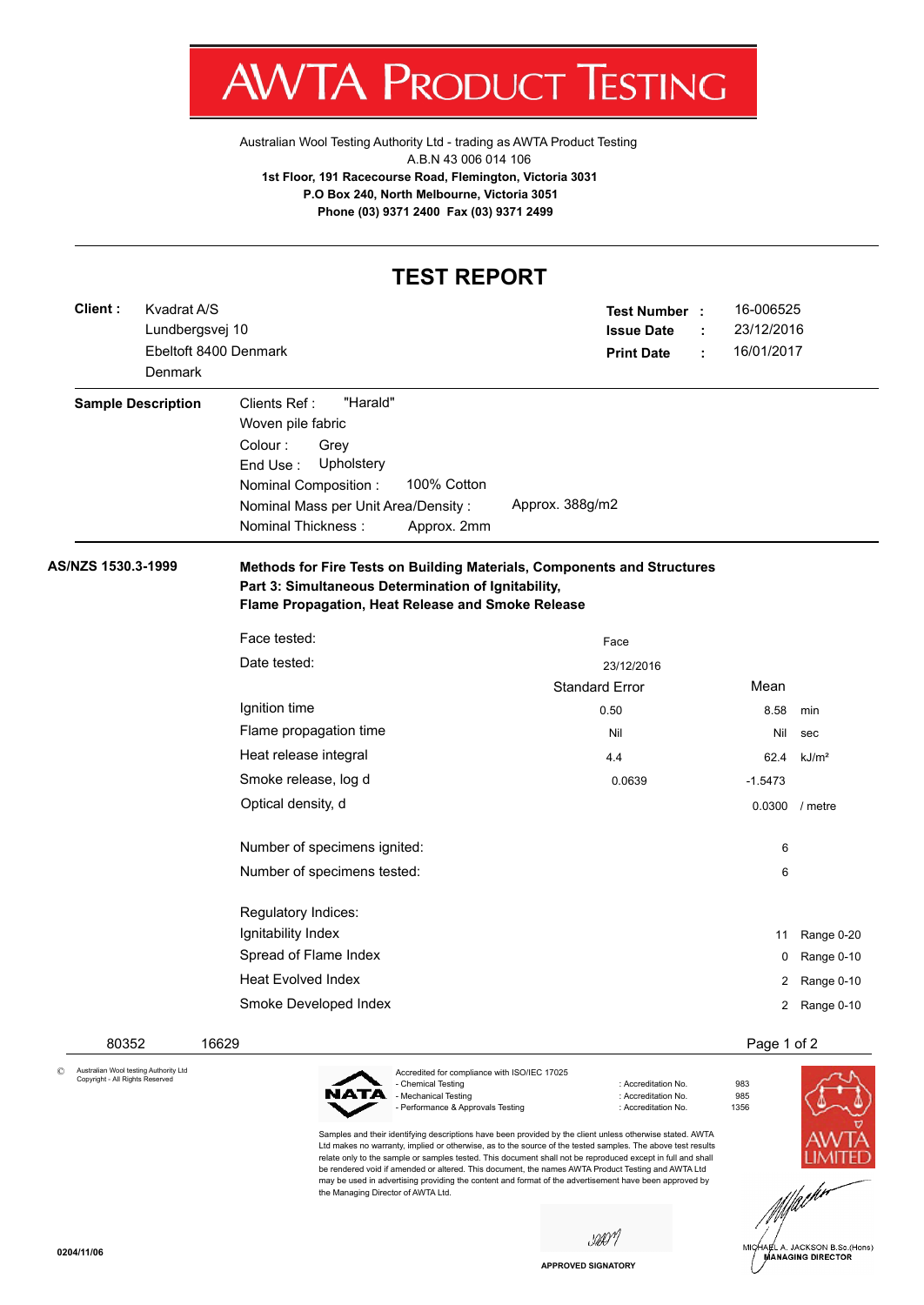# AWTA PRODUCT TESTING

Australian Wool Testing Authority Ltd - trading as AWTA Product Testing
A.B.N 43 006 014 106
**1st Floor, 191 Racecourse Road, Flemington, Victoria 3031**
**P.O Box 240, North Melbourne, Victoria 3051**
**Phone (03) 9371 2400 Fax (03) 9371 2499**

## TEST REPORT

**Client :** Kvadrat A/S
Lundbergsvej 10
Ebeltoft 8400 Denmark
Denmark

**Test Number :** 16-006525
**Issue Date :** 23/12/2016
**Print Date :** 16/01/2017

**Sample Description**

Clients Ref : "Harald"
Woven pile fabric
Colour : Grey
End Use : Upholstery
Nominal Composition : 100% Cotton
Nominal Mass per Unit Area/Density : Approx. 388g/m2
Nominal Thickness : Approx. 2mm

**AS/NZS 1530.3-1999**

**Methods for Fire Tests on Building Materials, Components and Structures**
**Part 3: Simultaneous Determination of Ignitability,**
**Flame Propagation, Heat Release and Smoke Release**

Face tested: Face
Date tested: 23/12/2016

| | Standard Error | Mean | |
|---|---|---|---|
| Ignition time | 0.50 | 8.58 | min |
| Flame propagation time | Nil | Nil | sec |
| Heat release integral | 4.4 | 62.4 | kJ/m² |
| Smoke release, log d | 0.0639 | -1.5473 | |
| Optical density, d | | 0.0300 | / metre |

| | | |
|---|---|---|
| Number of specimens ignited: | 6 | |
| Number of specimens tested: | 6 | |
| **Regulatory Indices:** | | |
| Ignitability Index | 11 | Range 0-20 |
| Spread of Flame Index | 0 | Range 0-10 |
| Heat Evolved Index | 2 | Range 0-10 |
| Smoke Developed Index | 2 | Range 0-10 |

80352 16629

© Australian Wool testing Authority Ltd
Copyright - All Rights Reserved

Accredited for compliance with ISO/IEC 17025

| | | |
|---|---|---|
| - Chemical Testing | : Accreditation No. | 983 |
| - Mechanical Testing | : Accreditation No. | 985 |
| - Performance & Approvals Testing | : Accreditation No. | 1356 |

Samples and their identifying descriptions have been provided by the client unless otherwise stated. AWTA Ltd makes no warranty, implied or otherwise, as to the source of the tested samples. The above test results relate only to the sample or samples tested. This document shall not be reproduced except in full and shall be rendered void if amended or altered. This document, the names AWTA Product Testing and AWTA Ltd may be used in advertising providing the content and format of the advertisement have been approved by the Managing Director of AWTA Ltd.

APPROVED SIGNATORY

MICHAEL A. JACKSON B.Sc.(Hons)
MANAGING DIRECTOR

0204/11/06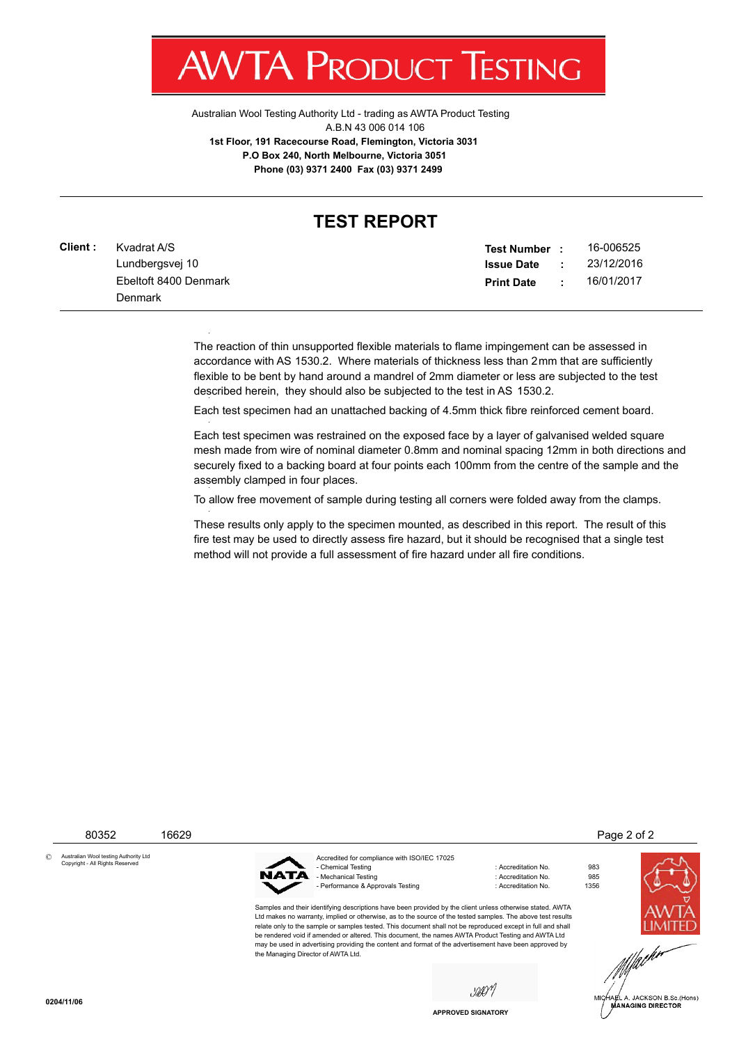# AWTA PRODUCT TESTING

Australian Wool Testing Authority Ltd - trading as AWTA Product Testing
A.B.N 43 006 014 106
**1st Floor, 191 Racecourse Road, Flemington, Victoria 3031**
**P.O Box 240, North Melbourne, Victoria 3051**
**Phone (03) 9371 2400 Fax (03) 9371 2499**

## TEST REPORT

**Client :** Kvadrat A/S
Lundbergsvej 10
Ebeltoft 8400 Denmark
Denmark

**Test Number :** 16-006525
**Issue Date :** 23/12/2016
**Print Date :** 16/01/2017

The reaction of thin unsupported flexible materials to flame impingement can be assessed in accordance with AS 1530.2. Where materials of thickness less than 2mm that are sufficiently flexible to be bent by hand around a mandrel of 2mm diameter or less are subjected to the test described herein, they should also be subjected to the test in AS 1530.2.

Each test specimen had an unattached backing of 4.5mm thick fibre reinforced cement board.

Each test specimen was restrained on the exposed face by a layer of galvanised welded square mesh made from wire of nominal diameter 0.8mm and nominal spacing 12mm in both directions and securely fixed to a backing board at four points each 100mm from the centre of the sample and the assembly clamped in four places.

To allow free movement of sample during testing all corners were folded away from the clamps.

These results only apply to the specimen mounted, as described in this report. The result of this fire test may be used to directly assess fire hazard, but it should be recognised that a single test method will not provide a full assessment of fire hazard under all fire conditions.

80352 16629

© Australian Wool testing Authority Ltd
Copyright - All Rights Reserved

Accredited for compliance with ISO/IEC 17025

| | | |
|---|---|---|
| - Chemical Testing | : Accreditation No. | 983 |
| - Mechanical Testing | : Accreditation No. | 985 |
| - Performance & Approvals Testing | : Accreditation No. | 1356 |

Samples and their identifying descriptions have been provided by the client unless otherwise stated. AWTA Ltd makes no warranty, implied or otherwise, as to the source of the tested samples. The above test results relate only to the sample or samples tested. This document shall not be reproduced except in full and shall be rendered void if amended or altered. This document, the names AWTA Product Testing and AWTA Ltd may be used in advertising providing the content and format of the advertisement have been approved by the Managing Director of AWTA Ltd.

APPROVED SIGNATORY

MICHAEL A. JACKSON B.Sc.(Hons)
MANAGING DIRECTOR

0204/11/06